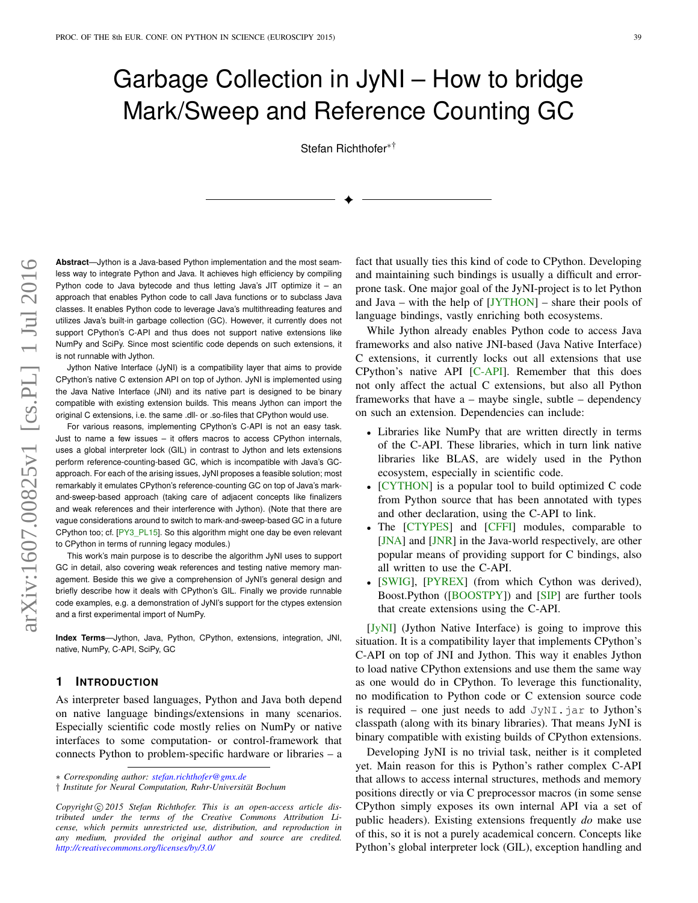# Garbage Collection in JyNI – How to bridge Mark/Sweep and Reference Counting GC

Stefan Richthofer*†

**Abstract**—Jython is a Java-based Python implementation and the most seamless way to integrate Python and Java. It achieves high efficiency by compiling Python code to Java bytecode and thus letting Java's JIT optimize it – an approach that enables Python code to call Java functions or to subclass Java classes. It enables Python code to leverage Java's multithreading features and utilizes Java's built-in garbage collection (GC). However, it currently does not support CPython's C-API and thus does not support native extensions like NumPy and SciPy. Since most scientific code depends on such extensions, it is not runnable with Jython.

Jython Native Interface (JyNI) is a compatibility layer that aims to provide CPython's native C extension API on top of Jython. JyNI is implemented using the Java Native Interface (JNI) and its native part is designed to be binary compatible with existing extension builds. This means Jython can import the original C extensions, i.e. the same .dll- or .so-files that CPython would use.

For various reasons, implementing CPython's C-API is not an easy task. Just to name a few issues – it offers macros to access CPython internals, uses a global interpreter lock (GIL) in contrast to Jython and lets extensions perform reference-counting-based GC, which is incompatible with Java's GC-approach. For each of the arising issues, JyNI proposes a feasible solution; most remarkably it emulates CPython's reference-counting GC on top of Java's mark-and-sweep-based approach (taking care of adjacent concepts like finalizers and weak references and their interference with Jython). (Note that there are vague considerations around to switch to mark-and-sweep-based GC in a future CPython too; cf. [PY3_PL15]. So this algorithm might one day be even relevant to CPython in terms of running legacy modules.)

This work's main purpose is to describe the algorithm JyNI uses to support GC in detail, also covering weak references and testing native memory management. Beside this we give a comprehension of JyNI's general design and briefly describe how it deals with CPython's GIL. Finally we provide runnable code examples, e.g. a demonstration of JyNI's support for the ctypes extension and a first experimental import of NumPy.

**Index Terms**—Jython, Java, Python, CPython, extensions, integration, JNI, native, NumPy, C-API, SciPy, GC

## 1 Introduction

As interpreter based languages, Python and Java both depend on native language bindings/extensions in many scenarios. Especially scientific code mostly relies on NumPy or native interfaces to some computation- or control-framework that connects Python to problem-specific hardware or libraries – a fact that usually ties this kind of code to CPython. Developing and maintaining such bindings is usually a difficult and error-prone task. One major goal of the JyNI-project is to let Python and Java – with the help of [JYTHON] – share their pools of language bindings, vastly enriching both ecosystems.

While Jython already enables Python code to access Java frameworks and also native JNI-based (Java Native Interface) C extensions, it currently locks out all extensions that use CPython's native API [C-API]. Remember that this does not only affect the actual C extensions, but also all Python frameworks that have a – maybe single, subtle – dependency on such an extension. Dependencies can include:

- Libraries like NumPy that are written directly in terms of the C-API. These libraries, which in turn link native libraries like BLAS, are widely used in the Python ecosystem, especially in scientific code.
- [CYTHON] is a popular tool to build optimized C code from Python source that has been annotated with types and other declaration, using the C-API to link.
- The [CTYPES] and [CFFI] modules, comparable to [JNA] and [JNR] in the Java-world respectively, are other popular means of providing support for C bindings, also all written to use the C-API.
- [SWIG], [PYREX] (from which Cython was derived), Boost.Python ([BOOSTPY]) and [SIP] are further tools that create extensions using the C-API.

[JyNI] (Jython Native Interface) is going to improve this situation. It is a compatibility layer that implements CPython's C-API on top of JNI and Jython. This way it enables Jython to load native CPython extensions and use them the same way as one would do in CPython. To leverage this functionality, no modification to Python code or C extension source code is required – one just needs to add `JyNI.jar` to Jython's classpath (along with its binary libraries). That means JyNI is binary compatible with existing builds of CPython extensions.

Developing JyNI is no trivial task, neither is it completed yet. Main reason for this is Python's rather complex C-API that allows to access internal structures, methods and memory positions directly or via C preprocessor macros (in some sense CPython simply exposes its own internal API via a set of public headers). Existing extensions frequently *do* make use of this, so it is not a purely academical concern. Concepts like Python's global interpreter lock (GIL), exception handling and

\* *Corresponding author: stefan.richthofer@gmx.de*
† *Institute for Neural Computation, Ruhr-Universität Bochum*

*Copyright © 2015 Stefan Richthofer. This is an open-access article distributed under the terms of the Creative Commons Attribution License, which permits unrestricted use, distribution, and reproduction in any medium, provided the original author and source are credited. http://creativecommons.org/licenses/by/3.0/*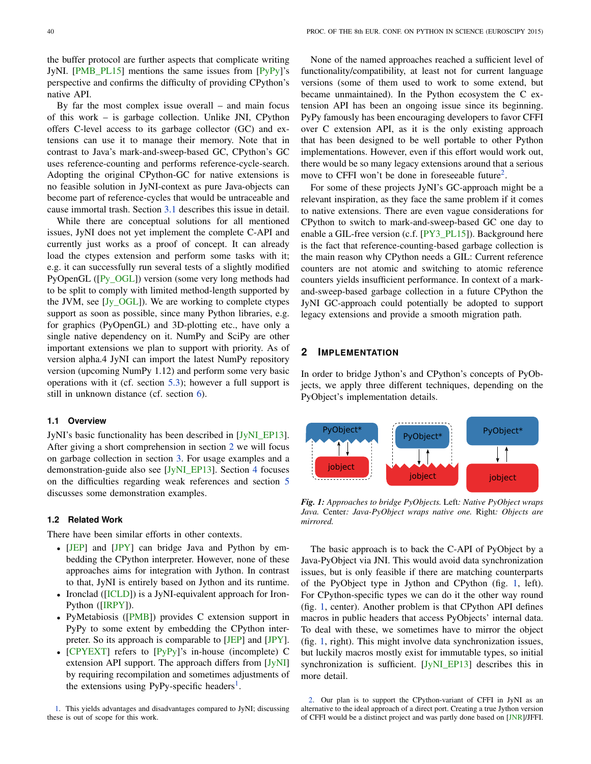the buffer protocol are further aspects that complicate writing JyNI. [PMB_PL15] mentions the same issues from [PyPy]'s perspective and confirms the difficulty of providing CPython's native API.

By far the most complex issue overall – and main focus of this work – is garbage collection. Unlike JNI, CPython offers C-level access to its garbage collector (GC) and extensions can use it to manage their memory. Note that in contrast to Java's mark-and-sweep-based GC, CPython's GC uses reference-counting and performs reference-cycle-search. Adopting the original CPython-GC for native extensions is no feasible solution in JyNI-context as pure Java-objects can become part of reference-cycles that would be untraceable and cause immortal trash. Section 3.1 describes this issue in detail.

While there are conceptual solutions for all mentioned issues, JyNI does not yet implement the complete C-API and currently just works as a proof of concept. It can already load the ctypes extension and perform some tasks with it; e.g. it can successfully run several tests of a slightly modified PyOpenGL ([Py_OGL]) version (some very long methods had to be split to comply with limited method-length supported by the JVM, see [Jy_OGL]). We are working to complete ctypes support as soon as possible, since many Python libraries, e.g. for graphics (PyOpenGL) and 3D-plotting etc., have only a single native dependency on it. NumPy and SciPy are other important extensions we plan to support with priority. As of version alpha.4 JyNI can import the latest NumPy repository version (upcoming NumPy 1.12) and perform some very basic operations with it (cf. section 5.3); however a full support is still in unknown distance (cf. section 6).

### 1.1 Overview

JyNI's basic functionality has been described in [JyNI_EP13]. After giving a short comprehension in section 2 we will focus on garbage collection in section 3. For usage examples and a demonstration-guide also see [JyNI_EP13]. Section 4 focuses on the difficulties regarding weak references and section 5 discusses some demonstration examples.

### 1.2 Related Work

There have been similar efforts in other contexts.

- [JEP] and [JPY] can bridge Java and Python by embedding the CPython interpreter. However, none of these approaches aims for integration with Jython. In contrast to that, JyNI is entirely based on Jython and its runtime.
- Ironclad ([ICLD]) is a JyNI-equivalent approach for IronPython ([IRPY]).
- PyMetabiosis ([PMB]) provides C extension support in PyPy to some extent by embedding the CPython interpreter. So its approach is comparable to [JEP] and [JPY].
- [CPYEXT] refers to [PyPy]'s in-house (incomplete) C extension API support. The approach differs from [JyNI] by requiring recompilation and sometimes adjustments of the extensions using PyPy-specific headers[1].

None of the named approaches reached a sufficient level of functionality/compatibility, at least not for current language versions (some of them used to work to some extend, but became unmaintained). In the Python ecosystem the C extension API has been an ongoing issue since its beginning. PyPy famously has been encouraging developers to favor CFFI over C extension API, as it is the only existing approach that has been designed to be well portable to other Python implementations. However, even if this effort would work out, there would be so many legacy extensions around that a serious move to CFFI won't be done in foreseeable future[2].

For some of these projects JyNI's GC-approach might be a relevant inspiration, as they face the same problem if it comes to native extensions. There are even vague considerations for CPython to switch to mark-and-sweep-based GC one day to enable a GIL-free version (c.f. [PY3_PL15]). Background here is the fact that reference-counting-based garbage collection is the main reason why CPython needs a GIL: Current reference counters are not atomic and switching to atomic reference counters yields insufficient performance. In context of a mark-and-sweep-based garbage collection in a future CPython the JyNI GC-approach could potentially be adopted to support legacy extensions and provide a smooth migration path.

## 2 Implementation

In order to bridge Jython's and CPython's concepts of PyObjects, we apply three different techniques, depending on the PyObject's implementation details.

*Fig. 1: Approaches to bridge PyObjects.* Left*: Native PyObject wraps Java.* Center*: Java-PyObject wraps native one.* Right*: Objects are mirrored.*

The basic approach is to back the C-API of PyObject by a Java-PyObject via JNI. This would avoid data synchronization issues, but is only feasible if there are matching counterparts of the PyObject type in Jython and CPython (fig. 1, left). For CPython-specific types we can do it the other way round (fig. 1, center). Another problem is that CPython API defines macros in public headers that access PyObjects' internal data. To deal with these, we sometimes have to mirror the object (fig. 1, right). This might involve data synchronization issues, but luckily macros mostly exist for immutable types, so initial synchronization is sufficient. [JyNI_EP13] describes this in more detail.

---

1. This yields advantages and disadvantages compared to JyNI; discussing these is out of scope for this work.

2. Our plan is to support the CPython-variant of CFFI in JyNI as an alternative to the ideal approach of a direct port. Creating a true Jython version of CFFI would be a distinct project and was partly done based on [JNR]/JFFI.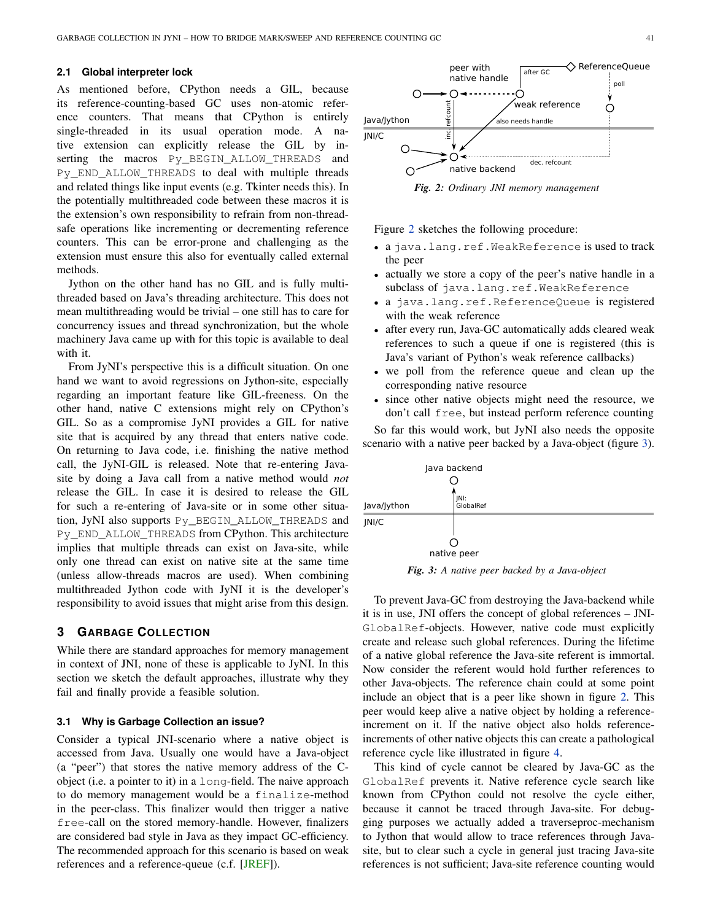### 2.1 Global interpreter lock

As mentioned before, CPython needs a GIL, because its reference-counting-based GC uses non-atomic reference counters. That means that CPython is entirely single-threaded in its usual operation mode. A native extension can explicitly release the GIL by inserting the macros `Py_BEGIN_ALLOW_THREADS` and `Py_END_ALLOW_THREADS` to deal with multiple threads and related things like input events (e.g. Tkinter needs this). In the potentially multithreaded code between these macros it is the extension's own responsibility to refrain from non-thread-safe operations like incrementing or decrementing reference counters. This can be error-prone and challenging as the extension must ensure this also for eventually called external methods.

Jython on the other hand has no GIL and is fully multithreaded based on Java's threading architecture. This does not mean multithreading would be trivial – one still has to care for concurrency issues and thread synchronization, but the whole machinery Java came up with for this topic is available to deal with it.

From JyNI's perspective this is a difficult situation. On one hand we want to avoid regressions on Jython-site, especially regarding an important feature like GIL-freeness. On the other hand, native C extensions might rely on CPython's GIL. So as a compromise JyNI provides a GIL for native site that is acquired by any thread that enters native code. On returning to Java code, i.e. finishing the native method call, the JyNI-GIL is released. Note that re-entering Java-site by doing a Java call from a native method would *not* release the GIL. In case it is desired to release the GIL for such a re-entering of Java-site or in some other situation, JyNI also supports `Py_BEGIN_ALLOW_THREADS` and `Py_END_ALLOW_THREADS` from CPython. This architecture implies that multiple threads can exist on Java-site, while only one thread can exist on native site at the same time (unless allow-threads macros are used). When combining multithreaded Jython code with JyNI it is the developer's responsibility to avoid issues that might arise from this design.

## 3 Garbage Collection

While there are standard approaches for memory management in context of JNI, none of these is applicable to JyNI. In this section we sketch the default approaches, illustrate why they fail and finally provide a feasible solution.

### 3.1 Why is Garbage Collection an issue?

Consider a typical JNI-scenario where a native object is accessed from Java. Usually one would have a Java-object (a "peer") that stores the native memory address of the C-object (i.e. a pointer to it) in a `long`-field. The naive approach to do memory management would be a `finalize`-method in the peer-class. This finalizer would then trigger a native `free`-call on the stored memory-handle. However, finalizers are considered bad style in Java as they impact GC-efficiency. The recommended approach for this scenario is based on weak references and a reference-queue (c.f. [JREF]).

*Fig. 2: Ordinary JNI memory management*

Figure 2 sketches the following procedure:

- a `java.lang.ref.WeakReference` is used to track the peer
- actually we store a copy of the peer's native handle in a subclass of `java.lang.ref.WeakReference`
- a `java.lang.ref.ReferenceQueue` is registered with the weak reference
- after every run, Java-GC automatically adds cleared weak references to such a queue if one is registered (this is Java's variant of Python's weak reference callbacks)
- we poll from the reference queue and clean up the corresponding native resource
- since other native objects might need the resource, we don't call `free`, but instead perform reference counting

So far this would work, but JyNI also needs the opposite scenario with a native peer backed by a Java-object (figure 3).

*Fig. 3: A native peer backed by a Java-object*

To prevent Java-GC from destroying the Java-backend while it is in use, JNI offers the concept of global references – JNI-`GlobalRef`-objects. However, native code must explicitly create and release such global references. During the lifetime of a native global reference the Java-site referent is immortal. Now consider the referent would hold further references to other Java-objects. The reference chain could at some point include an object that is a peer like shown in figure 2. This peer would keep alive a native object by holding a reference-increment on it. If the native object also holds reference-increments of other native objects this can create a pathological reference cycle like illustrated in figure 4.

This kind of cycle cannot be cleared by Java-GC as the `GlobalRef` prevents it. Native reference cycle search like known from CPython could not resolve the cycle either, because it cannot be traced through Java-site. For debugging purposes we actually added a traverseproc-mechanism to Jython that would allow to trace references through Java-site, but to clear such a cycle in general just tracing Java-site references is not sufficient; Java-site reference counting would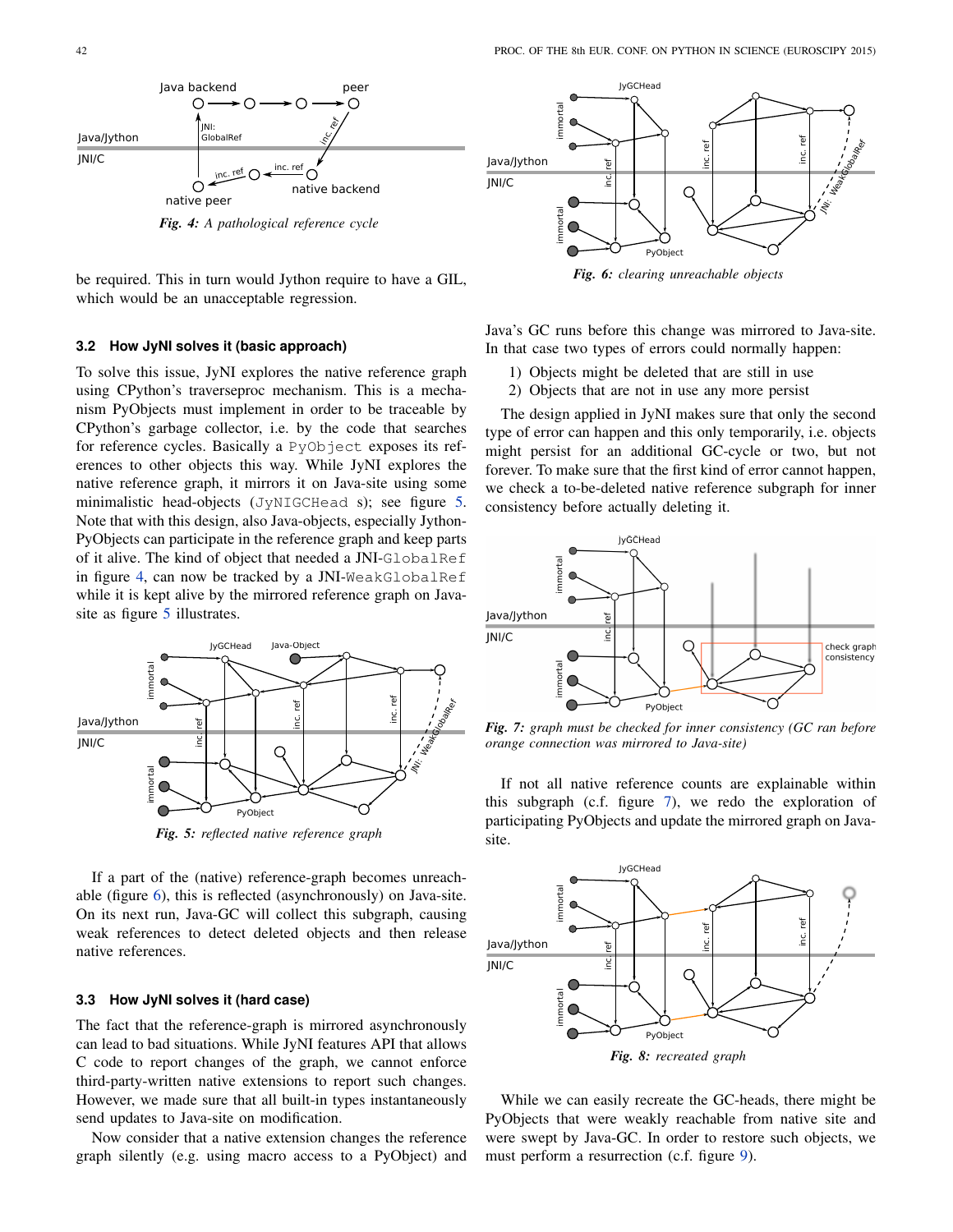*Fig. 4: A pathological reference cycle*

be required. This in turn would Jython require to have a GIL, which would be an unacceptable regression.

### 3.2 How JyNI solves it (basic approach)

To solve this issue, JyNI explores the native reference graph using CPython's traverseproc mechanism. This is a mechanism PyObjects must implement in order to be traceable by CPython's garbage collector, i.e. by the code that searches for reference cycles. Basically a `PyObject` exposes its references to other objects this way. While JyNI explores the native reference graph, it mirrors it on Java-site using some minimalistic head-objects (`JyNIGCHead` s); see figure 5. Note that with this design, also Java-objects, especially Jython-PyObjects can participate in the reference graph and keep parts of it alive. The kind of object that needed a JNI-`GlobalRef` in figure 4, can now be tracked by a JNI-`WeakGlobalRef` while it is kept alive by the mirrored reference graph on Java-site as figure 5 illustrates.

*Fig. 5: reflected native reference graph*

If a part of the (native) reference-graph becomes unreachable (figure 6), this is reflected (asynchronously) on Java-site. On its next run, Java-GC will collect this subgraph, causing weak references to detect deleted objects and then release native references.

### 3.3 How JyNI solves it (hard case)

The fact that the reference-graph is mirrored asynchronously can lead to bad situations. While JyNI features API that allows C code to report changes of the graph, we cannot enforce third-party-written native extensions to report such changes. However, we made sure that all built-in types instantaneously send updates to Java-site on modification.

Now consider that a native extension changes the reference graph silently (e.g. using macro access to a PyObject) and

*Fig. 6: clearing unreachable objects*

Java's GC runs before this change was mirrored to Java-site. In that case two types of errors could normally happen:

1) Objects might be deleted that are still in use
2) Objects that are not in use any more persist

The design applied in JyNI makes sure that only the second type of error can happen and this only temporarily, i.e. objects might persist for an additional GC-cycle or two, but not forever. To make sure that the first kind of error cannot happen, we check a to-be-deleted native reference subgraph for inner consistency before actually deleting it.

*Fig. 7: graph must be checked for inner consistency (GC ran before orange connection was mirrored to Java-site)*

If not all native reference counts are explainable within this subgraph (c.f. figure 7), we redo the exploration of participating PyObjects and update the mirrored graph on Java-site.

*Fig. 8: recreated graph*

While we can easily recreate the GC-heads, there might be PyObjects that were weakly reachable from native site and were swept by Java-GC. In order to restore such objects, we must perform a resurrection (c.f. figure 9).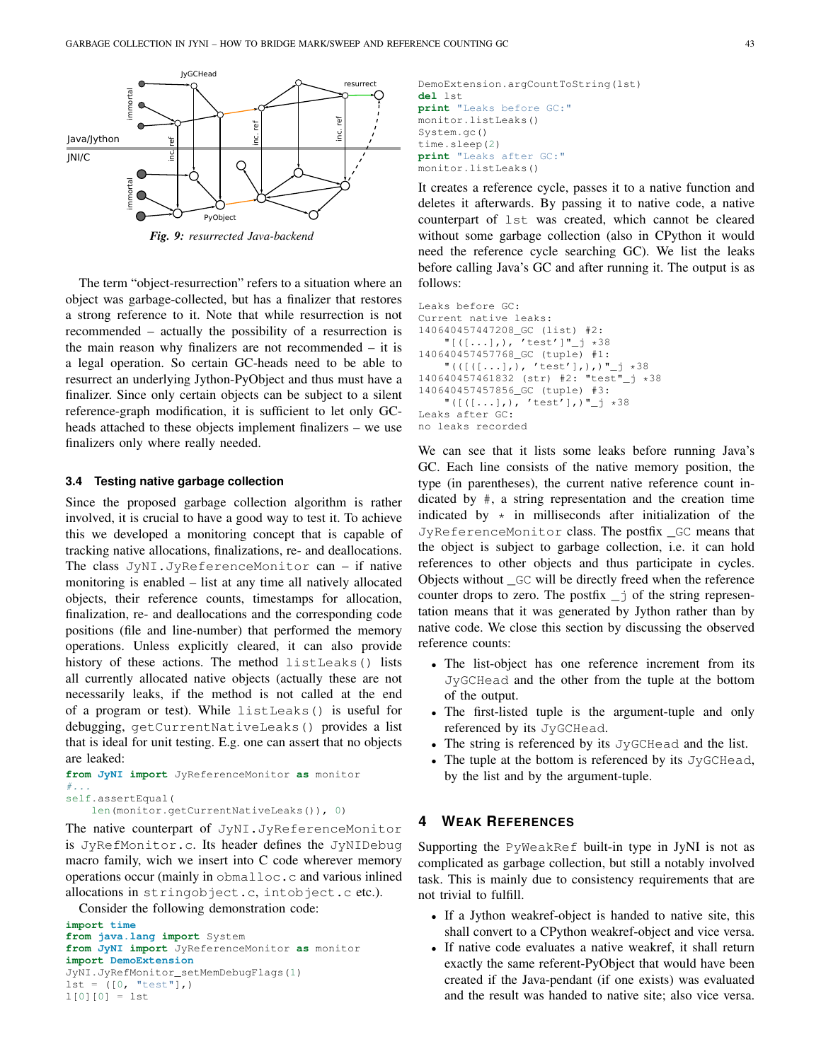*Fig. 9: resurrected Java-backend*

The term "object-resurrection" refers to a situation where an object was garbage-collected, but has a finalizer that restores a strong reference to it. Note that while resurrection is not recommended – actually the possibility of a resurrection is the main reason why finalizers are not recommended – it is a legal operation. So certain GC-heads need to be able to resurrect an underlying Jython-PyObject and thus must have a finalizer. Since only certain objects can be subject to a silent reference-graph modification, it is sufficient to let only GC-heads attached to these objects implement finalizers – we use finalizers only where really needed.

### 3.4 Testing native garbage collection

Since the proposed garbage collection algorithm is rather involved, it is crucial to have a good way to test it. To achieve this we developed a monitoring concept that is capable of tracking native allocations, finalizations, re- and deallocations. The class `JyNI.JyReferenceMonitor` can – if native monitoring is enabled – list at any time all natively allocated objects, their reference counts, timestamps for allocation, finalization, re- and deallocations and the corresponding code positions (file and line-number) that performed the memory operations. Unless explicitly cleared, it can also provide history of these actions. The method `listLeaks()` lists all currently allocated native objects (actually these are not necessarily leaks, if the method is not called at the end of a program or test). While `listLeaks()` is useful for debugging, `getCurrentNativeLeaks()` provides a list that is ideal for unit testing. E.g. one can assert that no objects are leaked:

```
from JyNI import JyReferenceMonitor as monitor
#...
self.assertEqual(
    len(monitor.getCurrentNativeLeaks()), 0)
```

The native counterpart of `JyNI.JyReferenceMonitor` is `JyRefMonitor.c`. Its header defines the `JyNIDebug` macro family, wich we insert into C code wherever memory operations occur (mainly in `obmalloc.c` and various inlined allocations in `stringobject.c`, `intobject.c` etc.).

Consider the following demonstration code:

```
import time
from java.lang import System
from JyNI import JyReferenceMonitor as monitor
import DemoExtension
JyNI.JyRefMonitor_setMemDebugFlags(1)
lst = ([0, "test"],)
l[0][0] = lst
DemoExtension.argCountToString(lst)
del lst
print "Leaks before GC:"
monitor.listLeaks()
System.gc()
time.sleep(2)
print "Leaks after GC:"
monitor.listLeaks()
```

It creates a reference cycle, passes it to a native function and deletes it afterwards. By passing it to native code, a native counterpart of `lst` was created, which cannot be cleared without some garbage collection (also in CPython it would need the reference cycle searching GC). We list the leaks before calling Java's GC and after running it. The output is as follows:

```
Leaks before GC:
Current native leaks:
140640457447208_GC (list) #2:
    "[([...],), 'test']"_j *38
140640457457768_GC (tuple) #1:
    "(([([...],), 'test'],),)"_j *38
140640457461832 (str) #2: "test"_j *38
140640457457856_GC (tuple) #3:
    "([([...],), 'test'],)"_j *38
Leaks after GC:
no leaks recorded
```

We can see that it lists some leaks before running Java's GC. Each line consists of the native memory position, the type (in parentheses), the current native reference count indicated by `#`, a string representation and the creation time indicated by `*` in milliseconds after initialization of the `JyReferenceMonitor` class. The postfix `_GC` means that the object is subject to garbage collection, i.e. it can hold references to other objects and thus participate in cycles. Objects without `_GC` will be directly freed when the reference counter drops to zero. The postfix `_j` of the string representation means that it was generated by Jython rather than by native code. We close this section by discussing the observed reference counts:

- The list-object has one reference increment from its `JyGCHead` and the other from the tuple at the bottom of the output.
- The first-listed tuple is the argument-tuple and only referenced by its `JyGCHead`.
- The string is referenced by its `JyGCHead` and the list.
- The tuple at the bottom is referenced by its `JyGCHead`, by the list and by the argument-tuple.

## 4 Weak References

Supporting the `PyWeakRef` built-in type in JyNI is not as complicated as garbage collection, but still a notably involved task. This is mainly due to consistency requirements that are not trivial to fulfill.

- If a Jython weakref-object is handed to native site, this shall convert to a CPython weakref-object and vice versa.
- If native code evaluates a native weakref, it shall return exactly the same referent-PyObject that would have been created if the Java-pendant (if one exists) was evaluated and the result was handed to native site; also vice versa.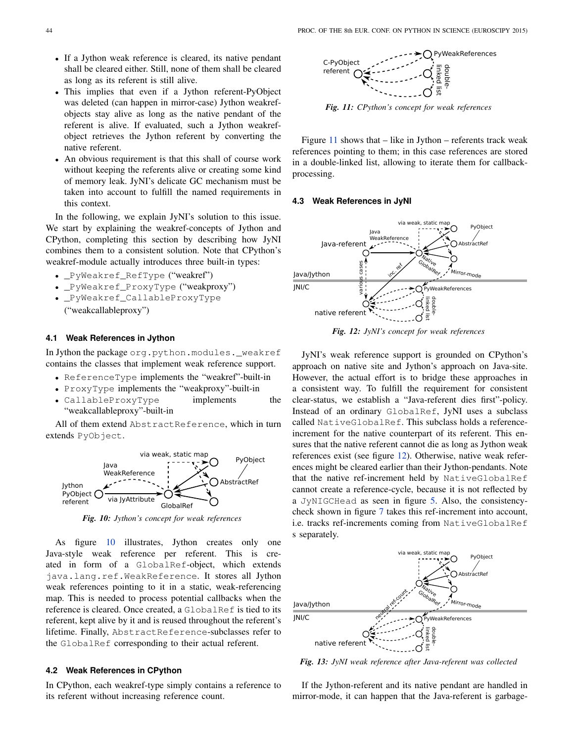- If a Jython weak reference is cleared, its native pendant shall be cleared either. Still, none of them shall be cleared as long as its referent is still alive.
- This implies that even if a Jython referent-PyObject was deleted (can happen in mirror-case) Jython weakref-objects stay alive as long as the native pendant of the referent is alive. If evaluated, such a Jython weakref-object retrieves the Jython referent by converting the native referent.
- An obvious requirement is that this shall of course work without keeping the referents alive or creating some kind of memory leak. JyNI's delicate GC mechanism must be taken into account to fulfill the named requirements in this context.

In the following, we explain JyNI's solution to this issue. We start by explaining the weakref-concepts of Jython and CPython, completing this section by describing how JyNI combines them to a consistent solution. Note that CPython's weakref-module actually introduces three built-in types:

- `_PyWeakref_RefType` ("weakref")
- `_PyWeakref_ProxyType` ("weakproxy")
- `_PyWeakref_CallableProxyType` ("weakcallableproxy")

### 4.1 Weak References in Jython

In Jython the package `org.python.modules._weakref` contains the classes that implement weak reference support.

- `ReferenceType` implements the "weakref"-built-in
- `ProxyType` implements the "weakproxy"-built-in
- `CallableProxyType` implements the "weakcallableproxy"-built-in

All of them extend `AbstractReference`, which in turn extends `PyObject`.

*Fig. 10: Jython's concept for weak references*

As figure 10 illustrates, Jython creates only one Java-style weak reference per referent. This is created in form of a `GlobalRef`-object, which extends `java.lang.ref.WeakReference`. It stores all Jython weak references pointing to it in a static, weak-referencing map. This is needed to process potential callbacks when the reference is cleared. Once created, a `GlobalRef` is tied to its referent, kept alive by it and is reused throughout the referent's lifetime. Finally, `AbstractReference`-subclasses refer to the `GlobalRef` corresponding to their actual referent.

### 4.2 Weak References in CPython

In CPython, each weakref-type simply contains a reference to its referent without increasing reference count.

*Fig. 11: CPython's concept for weak references*

Figure 11 shows that – like in Jython – referents track weak references pointing to them; in this case references are stored in a double-linked list, allowing to iterate them for callback-processing.

### 4.3 Weak References in JyNI

*Fig. 12: JyNI's concept for weak references*

JyNI's weak reference support is grounded on CPython's approach on native site and Jython's approach on Java-site. However, the actual effort is to bridge these approaches in a consistent way. To fulfill the requirement for consistent clear-status, we establish a "Java-referent dies first"-policy. Instead of an ordinary `GlobalRef`, JyNI uses a subclass called `NativeGlobalRef`. This subclass holds a reference-increment for the native counterpart of its referent. This ensures that the native referent cannot die as long as Jython weak references exist (see figure 12). Otherwise, native weak references might be cleared earlier than their Jython-pendants. Note that the native ref-increment held by `NativeGlobalRef` cannot create a reference-cycle, because it is not reflected by a `JyNIGCHead` as seen in figure 5. Also, the consistency-check shown in figure 7 takes this ref-increment into account, i.e. tracks ref-increments coming from `NativeGlobalRef`s separately.

*Fig. 13: JyNI weak reference after Java-referent was collected*

If the Jython-referent and its native pendant are handled in mirror-mode, it can happen that the Java-referent is garbage-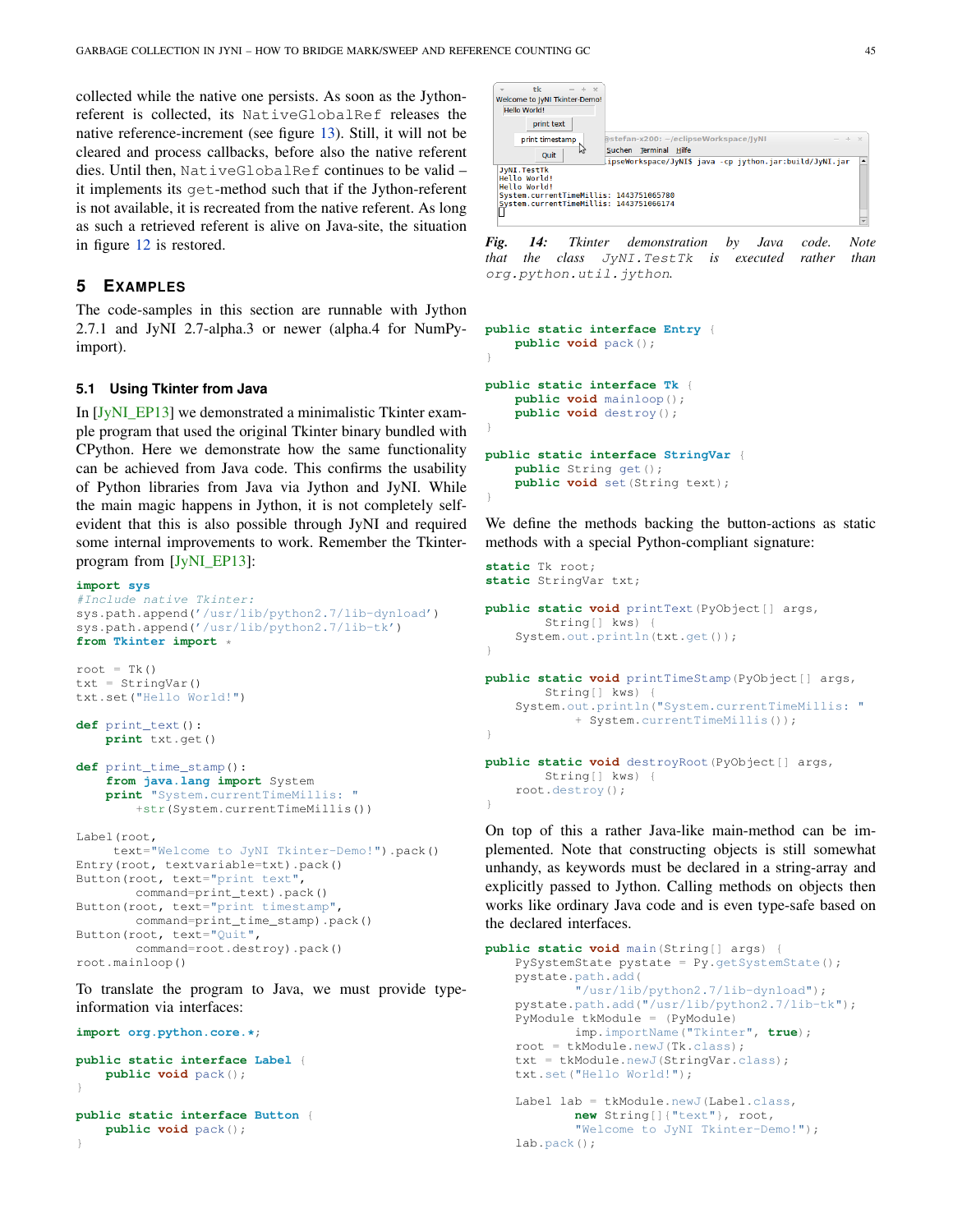collected while the native one persists. As soon as the Jython-referent is collected, its NativeGlobalRef releases the native reference-increment (see figure 13). Still, it will not be cleared and process callbacks, before also the native referent dies. Until then, NativeGlobalRef continues to be valid – it implements its get-method such that if the Jython-referent is not available, it is recreated from the native referent. As long as such a retrieved referent is alive on Java-site, the situation in figure 12 is restored.

## 5 Examples

The code-samples in this section are runnable with Jython 2.7.1 and JyNI 2.7-alpha.3 or newer (alpha.4 for NumPy-import).

### 5.1 Using Tkinter from Java

In [JyNI_EP13] we demonstrated a minimalistic Tkinter example program that used the original Tkinter binary bundled with CPython. Here we demonstrate how the same functionality can be achieved from Java code. This confirms the usability of Python libraries from Java via Jython and JyNI. While the main magic happens in Jython, it is not completely self-evident that this is also possible through JyNI and required some internal improvements to work. Remember the Tkinter-program from [JyNI_EP13]:

```
import sys
#Include native Tkinter:
sys.path.append('/usr/lib/python2.7/lib-dynload')
sys.path.append('/usr/lib/python2.7/lib-tk')
from Tkinter import *

root = Tk()
txt = StringVar()
txt.set("Hello World!")

def print_text():
    print txt.get()

def print_time_stamp():
    from java.lang import System
    print "System.currentTimeMillis: "
        +str(System.currentTimeMillis())

Label(root,
      text="Welcome to JyNI Tkinter-Demo!").pack()
Entry(root, textvariable=txt).pack()
Button(root, text="print text",
        command=print_text).pack()
Button(root, text="print timestamp",
        command=print_time_stamp).pack()
Button(root, text="Quit",
        command=root.destroy).pack()
root.mainloop()
```

To translate the program to Java, we must provide type-information via interfaces:

```
import org.python.core.*;

public static interface Label {
    public void pack();
}

public static interface Button {
    public void pack();
}
```

*Fig. 14: Tkinter demonstration by Java code. Note that the class JyNI.TestTk is executed rather than org.python.util.jython.*

```
public static interface Entry {
    public void pack();
}

public static interface Tk {
    public void mainloop();
    public void destroy();
}

public static interface StringVar {
    public String get();
    public void set(String text);
}
```

We define the methods backing the button-actions as static methods with a special Python-compliant signature:

```
static Tk root;
static StringVar txt;

public static void printText(PyObject[] args,
        String[] kws) {
    System.out.println(txt.get());
}

public static void printTimeStamp(PyObject[] args,
        String[] kws) {
    System.out.println("System.currentTimeMillis: "
            + System.currentTimeMillis());
}

public static void destroyRoot(PyObject[] args,
        String[] kws) {
    root.destroy();
}
```

On top of this a rather Java-like main-method can be implemented. Note that constructing objects is still somewhat unhandy, as keywords must be declared in a string-array and explicitly passed to Jython. Calling methods on objects then works like ordinary Java code and is even type-safe based on the declared interfaces.

```
public static void main(String[] args) {
    PySystemState pystate = Py.getSystemState();
    pystate.path.add(
            "/usr/lib/python2.7/lib-dynload");
    pystate.path.add("/usr/lib/python2.7/lib-tk");
    PyModule tkModule = (PyModule)
            imp.importName("Tkinter", true);
    root = tkModule.newJ(Tk.class);
    txt = tkModule.newJ(StringVar.class);
    txt.set("Hello World!");

    Label lab = tkModule.newJ(Label.class,
            new String[]{"text"}, root,
            "Welcome to JyNI Tkinter-Demo!");
    lab.pack();
```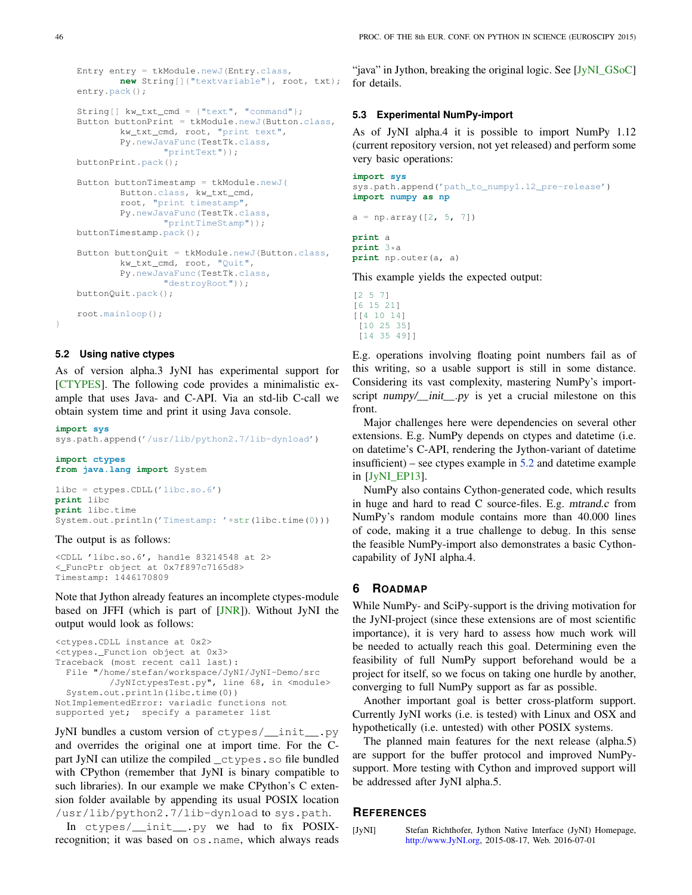```
    Entry entry = tkModule.newJ(Entry.class,
            new String[]{"textvariable"}, root, txt);
    entry.pack();

    String[] kw_txt_cmd = {"text", "command"};
    Button buttonPrint = tkModule.newJ(Button.class,
            kw_txt_cmd, root, "print text",
            Py.newJavaFunc(TestTk.class,
                    "printText"));
    buttonPrint.pack();

    Button buttonTimestamp = tkModule.newJ(
            Button.class, kw_txt_cmd,
            root, "print timestamp",
            Py.newJavaFunc(TestTk.class,
                    "printTimeStamp"));
    buttonTimestamp.pack();

    Button buttonQuit = tkModule.newJ(Button.class,
            kw_txt_cmd, root, "Quit",
            Py.newJavaFunc(TestTk.class,
                    "destroyRoot"));
    buttonQuit.pack();

    root.mainloop();
}
```

### 5.2 Using native ctypes

As of version alpha.3 JyNI has experimental support for [CTYPES]. The following code provides a minimalistic example that uses Java- and C-API. Via an std-lib C-call we obtain system time and print it using Java console.

```
import sys
sys.path.append('/usr/lib/python2.7/lib-dynload')

import ctypes
from java.lang import System

libc = ctypes.CDLL('libc.so.6')
print libc
print libc.time
System.out.println('Timestamp: '+str(libc.time(0)))
```

The output is as follows:

```
<CDLL 'libc.so.6', handle 83214548 at 2>
<_FuncPtr object at 0x7f897c7165d8>
Timestamp: 1446170809
```

Note that Jython already features an incomplete ctypes-module based on JFFI (which is part of [JNR]). Without JyNI the output would look as follows:

```
<ctypes.CDLL instance at 0x2>
<ctypes._Function object at 0x3>
Traceback (most recent call last):
  File "/home/stefan/workspace/JyNI/JyNI-Demo/src
        /JyNIctypesTest.py", line 68, in <module>
    System.out.println(libc.time(0))
NotImplementedError: variadic functions not
supported yet;  specify a parameter list
```

JyNI bundles a custom version of `ctypes/__init__.py` and overrides the original one at import time. For the C-part JyNI can utilize the compiled `_ctypes.so` file bundled with CPython (remember that JyNI is binary compatible to such libraries). In our example we make CPython's C extension folder available by appending its usual POSIX location `/usr/lib/python2.7/lib-dynload` to `sys.path`.

In `ctypes/__init__.py` we had to fix POSIX-recognition; it was based on `os.name`, which always reads "java" in Jython, breaking the original logic. See [JyNI_GSoC] for details.

### 5.3 Experimental NumPy-import

As of JyNI alpha.4 it is possible to import NumPy 1.12 (current repository version, not yet released) and perform some very basic operations:

```
import sys
sys.path.append('path_to_numpy1.12_pre-release')
import numpy as np

a = np.array([2, 5, 7])

print a
print 3*a
print np.outer(a, a)
```

This example yields the expected output:

```
[2 5 7]
[6 15 21]
[[4 10 14]
 [10 25 35]
 [14 35 49]]
```

E.g. operations involving floating point numbers fail as of this writing, so a usable support is still in some distance. Considering its vast complexity, mastering NumPy's import-script *numpy/__init__.py* is yet a crucial milestone on this front.

Major challenges here were dependencies on several other extensions. E.g. NumPy depends on ctypes and datetime (i.e. on datetime's C-API, rendering the Jython-variant of datetime insufficient) – see ctypes example in 5.2 and datetime example in [JyNI_EP13].

NumPy also contains Cython-generated code, which results in huge and hard to read C source-files. E.g. *mtrand.c* from NumPy's random module contains more than 40.000 lines of code, making it a true challenge to debug. In this sense the feasible NumPy-import also demonstrates a basic Cython-capability of JyNI alpha.4.

## 6 Roadmap

While NumPy- and SciPy-support is the driving motivation for the JyNI-project (since these extensions are of most scientific importance), it is very hard to assess how much work will be needed to actually reach this goal. Determining even the feasibility of full NumPy support beforehand would be a project for itself, so we focus on taking one hurdle by another, converging to full NumPy support as far as possible.

Another important goal is better cross-platform support. Currently JyNI works (i.e. is tested) with Linux and OSX and hypothetically (i.e. untested) with other POSIX systems.

The planned main features for the next release (alpha.5) are support for the buffer protocol and improved NumPy-support. More testing with Cython and improved support will be addressed after JyNI alpha.5.

## References

[JyNI] Stefan Richthofer, Jython Native Interface (JyNI) Homepage, http://www.JyNI.org, 2015-08-17, Web. 2016-07-01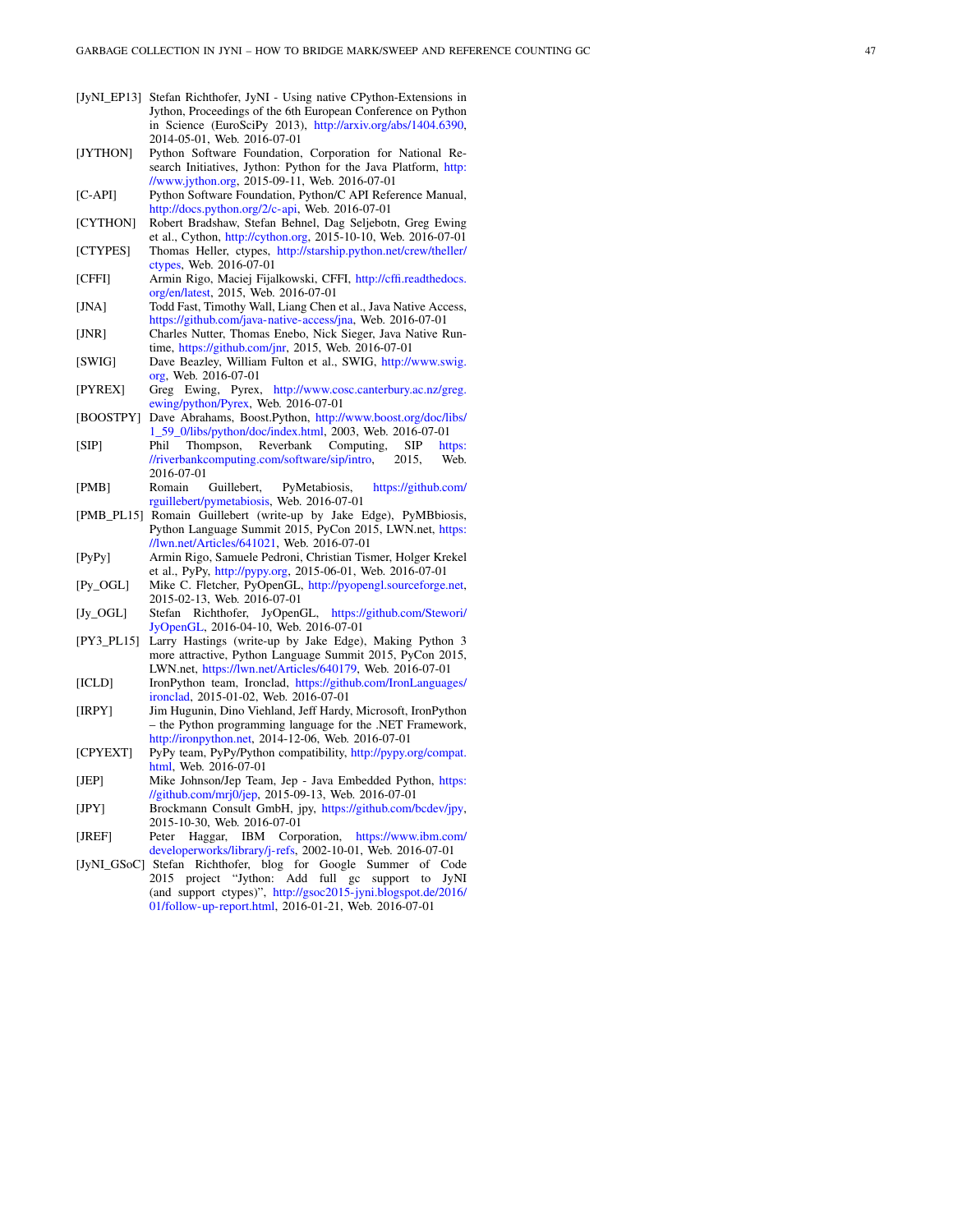[JyNI_EP13] Stefan Richthofer, JyNI - Using native CPython-Extensions in Jython, Proceedings of the 6th European Conference on Python in Science (EuroSciPy 2013), http://arxiv.org/abs/1404.6390, 2014-05-01, Web. 2016-07-01

[JYTHON] Python Software Foundation, Corporation for National Research Initiatives, Jython: Python for the Java Platform, http://www.jython.org, 2015-09-11, Web. 2016-07-01

[C-API] Python Software Foundation, Python/C API Reference Manual, http://docs.python.org/2/c-api, Web. 2016-07-01

[CYTHON] Robert Bradshaw, Stefan Behnel, Dag Seljebotn, Greg Ewing et al., Cython, http://cython.org, 2015-10-10, Web. 2016-07-01

[CTYPES] Thomas Heller, ctypes, http://starship.python.net/crew/theller/ctypes, Web. 2016-07-01

[CFFI] Armin Rigo, Maciej Fijalkowski, CFFI, http://cffi.readthedocs.org/en/latest, 2015, Web. 2016-07-01

[JNA] Todd Fast, Timothy Wall, Liang Chen et al., Java Native Access, https://github.com/java-native-access/jna, Web. 2016-07-01

[JNR] Charles Nutter, Thomas Enebo, Nick Sieger, Java Native Runtime, https://github.com/jnr, 2015, Web. 2016-07-01

[SWIG] Dave Beazley, William Fulton et al., SWIG, http://www.swig.org, Web. 2016-07-01

[PYREX] Greg Ewing, Pyrex, http://www.cosc.canterbury.ac.nz/greg.ewing/python/Pyrex, Web. 2016-07-01

[BOOSTPY] Dave Abrahams, Boost.Python, http://www.boost.org/doc/libs/1_59_0/libs/python/doc/index.html, 2003, Web. 2016-07-01

[SIP] Phil Thompson, Reverbank Computing, SIP https://riverbankcomputing.com/software/sip/intro, 2015, Web. 2016-07-01

[PMB] Romain Guillebert, PyMetabiosis, https://github.com/rguillebert/pymetabiosis, Web. 2016-07-01

[PMB_PL15] Romain Guillebert (write-up by Jake Edge), PyMBbiosis, Python Language Summit 2015, PyCon 2015, LWN.net, https://lwn.net/Articles/641021, Web. 2016-07-01

[PyPy] Armin Rigo, Samuele Pedroni, Christian Tismer, Holger Krekel et al., PyPy, http://pypy.org, 2015-06-01, Web. 2016-07-01

[Py_OGL] Mike C. Fletcher, PyOpenGL, http://pyopengl.sourceforge.net, 2015-02-13, Web. 2016-07-01

[Jy_OGL] Stefan Richthofer, JyOpenGL, https://github.com/Stewori/JyOpenGL, 2016-04-10, Web. 2016-07-01

[PY3_PL15] Larry Hastings (write-up by Jake Edge), Making Python 3 more attractive, Python Language Summit 2015, PyCon 2015, LWN.net, https://lwn.net/Articles/640179, Web. 2016-07-01

[ICLD] IronPython team, Ironclad, https://github.com/IronLanguages/ironclad, 2015-01-02, Web. 2016-07-01

[IRPY] Jim Hugunin, Dino Viehland, Jeff Hardy, Microsoft, IronPython – the Python programming language for the .NET Framework, http://ironpython.net, 2014-12-06, Web. 2016-07-01

[CPYEXT] PyPy team, PyPy/Python compatibility, http://pypy.org/compat.html, Web. 2016-07-01

[JEP] Mike Johnson/Jep Team, Jep - Java Embedded Python, https://github.com/mrj0/jep, 2015-09-13, Web. 2016-07-01

[JPY] Brockmann Consult GmbH, jpy, https://github.com/bcdev/jpy, 2015-10-30, Web. 2016-07-01

[JREF] Peter Haggar, IBM Corporation, https://www.ibm.com/developerworks/library/j-refs, 2002-10-01, Web. 2016-07-01

[JyNI_GSoC] Stefan Richthofer, blog for Google Summer of Code 2015 project "Jython: Add full gc support to JyNI (and support ctypes)", http://gsoc2015-jyni.blogspot.de/2016/01/follow-up-report.html, 2016-01-21, Web. 2016-07-01